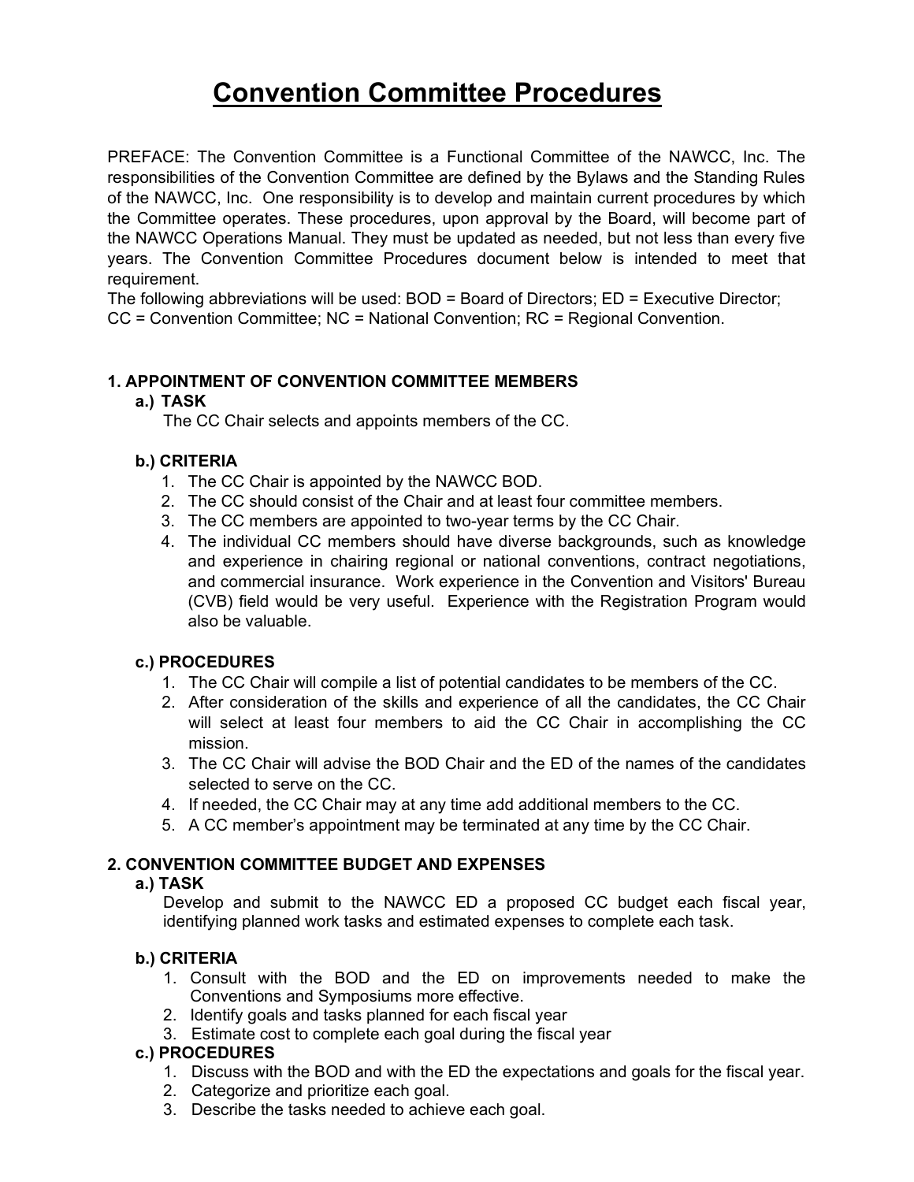# Convention Committee Procedures

PREFACE: The Convention Committee is a Functional Committee of the NAWCC, Inc. The responsibilities of the Convention Committee are defined by the Bylaws and the Standing Rules of the NAWCC, Inc. One responsibility is to develop and maintain current procedures by which the Committee operates. These procedures, upon approval by the Board, will become part of the NAWCC Operations Manual. They must be updated as needed, but not less than every five years. The Convention Committee Procedures document below is intended to meet that requirement.

The following abbreviations will be used: BOD = Board of Directors; ED = Executive Director; CC = Convention Committee; NC = National Convention; RC = Regional Convention.

## 1. APPOINTMENT OF CONVENTION COMMITTEE MEMBERS

### a.) TASK

The CC Chair selects and appoints members of the CC.

### b.) CRITERIA

1. The CC Chair is appointed by the NAWCC BOD.
2. The CC should consist of the Chair and at least four committee members.
3. The CC members are appointed to two-year terms by the CC Chair.
4. The individual CC members should have diverse backgrounds, such as knowledge and experience in chairing regional or national conventions, contract negotiations, and commercial insurance. Work experience in the Convention and Visitors' Bureau (CVB) field would be very useful. Experience with the Registration Program would also be valuable.

### c.) PROCEDURES

1. The CC Chair will compile a list of potential candidates to be members of the CC.
2. After consideration of the skills and experience of all the candidates, the CC Chair will select at least four members to aid the CC Chair in accomplishing the CC mission.
3. The CC Chair will advise the BOD Chair and the ED of the names of the candidates selected to serve on the CC.
4. If needed, the CC Chair may at any time add additional members to the CC.
5. A CC member's appointment may be terminated at any time by the CC Chair.

## 2. CONVENTION COMMITTEE BUDGET AND EXPENSES

### a.) TASK

Develop and submit to the NAWCC ED a proposed CC budget each fiscal year, identifying planned work tasks and estimated expenses to complete each task.

### b.) CRITERIA

1. Consult with the BOD and the ED on improvements needed to make the Conventions and Symposiums more effective.
2. Identify goals and tasks planned for each fiscal year
3. Estimate cost to complete each goal during the fiscal year

### c.) PROCEDURES

1. Discuss with the BOD and with the ED the expectations and goals for the fiscal year.
2. Categorize and prioritize each goal.
3. Describe the tasks needed to achieve each goal.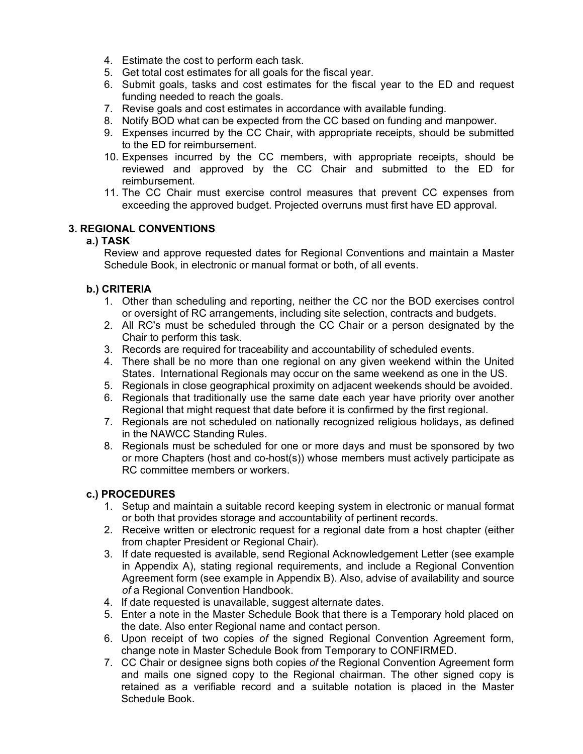4. Estimate the cost to perform each task.
5. Get total cost estimates for all goals for the fiscal year.
6. Submit goals, tasks and cost estimates for the fiscal year to the ED and request funding needed to reach the goals.
7. Revise goals and cost estimates in accordance with available funding.
8. Notify BOD what can be expected from the CC based on funding and manpower.
9. Expenses incurred by the CC Chair, with appropriate receipts, should be submitted to the ED for reimbursement.
10. Expenses incurred by the CC members, with appropriate receipts, should be reviewed and approved by the CC Chair and submitted to the ED for reimbursement.
11. The CC Chair must exercise control measures that prevent CC expenses from exceeding the approved budget. Projected overruns must first have ED approval.

## 3. REGIONAL CONVENTIONS

### a.) TASK

Review and approve requested dates for Regional Conventions and maintain a Master Schedule Book, in electronic or manual format or both, of all events.

### b.) CRITERIA

1. Other than scheduling and reporting, neither the CC nor the BOD exercises control or oversight of RC arrangements, including site selection, contracts and budgets.
2. All RC's must be scheduled through the CC Chair or a person designated by the Chair to perform this task.
3. Records are required for traceability and accountability of scheduled events.
4. There shall be no more than one regional on any given weekend within the United States. International Regionals may occur on the same weekend as one in the US.
5. Regionals in close geographical proximity on adjacent weekends should be avoided.
6. Regionals that traditionally use the same date each year have priority over another Regional that might request that date before it is confirmed by the first regional.
7. Regionals are not scheduled on nationally recognized religious holidays, as defined in the NAWCC Standing Rules.
8. Regionals must be scheduled for one or more days and must be sponsored by two or more Chapters (host and co-host(s)) whose members must actively participate as RC committee members or workers.

### c.) PROCEDURES

1. Setup and maintain a suitable record keeping system in electronic or manual format or both that provides storage and accountability of pertinent records.
2. Receive written or electronic request for a regional date from a host chapter (either from chapter President or Regional Chair).
3. If date requested is available, send Regional Acknowledgement Letter (see example in Appendix A), stating regional requirements, and include a Regional Convention Agreement form (see example in Appendix B). Also, advise of availability and source *of* a Regional Convention Handbook.
4. If date requested is unavailable, suggest alternate dates.
5. Enter a note in the Master Schedule Book that there is a Temporary hold placed on the date. Also enter Regional name and contact person.
6. Upon receipt of two copies *of* the signed Regional Convention Agreement form, change note in Master Schedule Book from Temporary to CONFIRMED.
7. CC Chair or designee signs both copies *of* the Regional Convention Agreement form and mails one signed copy to the Regional chairman. The other signed copy is retained as a verifiable record and a suitable notation is placed in the Master Schedule Book.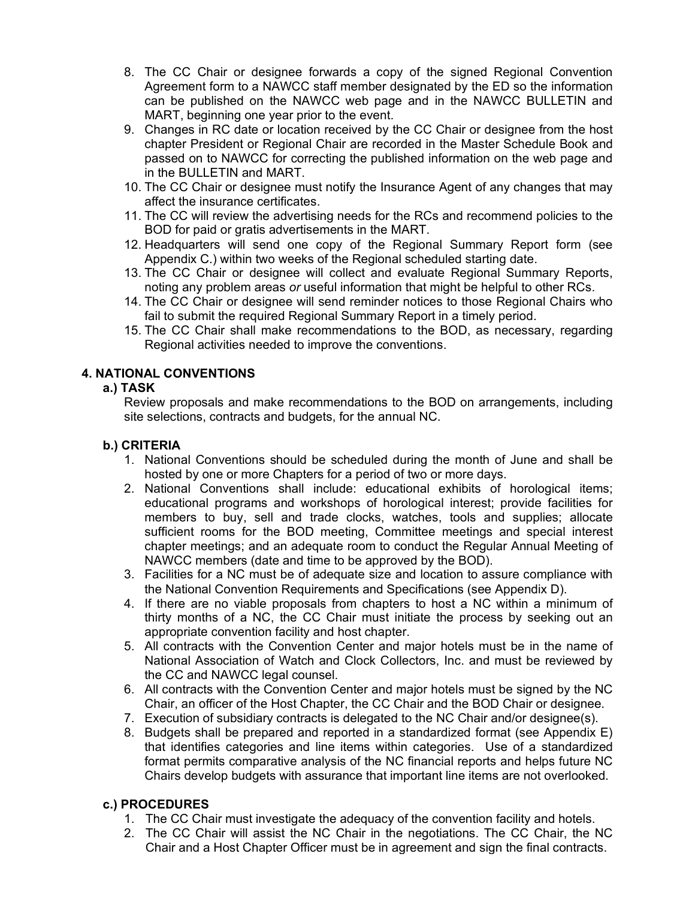8. The CC Chair or designee forwards a copy of the signed Regional Convention Agreement form to a NAWCC staff member designated by the ED so the information can be published on the NAWCC web page and in the NAWCC BULLETIN and MART, beginning one year prior to the event.
9. Changes in RC date or location received by the CC Chair or designee from the host chapter President or Regional Chair are recorded in the Master Schedule Book and passed on to NAWCC for correcting the published information on the web page and in the BULLETIN and MART.
10. The CC Chair or designee must notify the Insurance Agent of any changes that may affect the insurance certificates.
11. The CC will review the advertising needs for the RCs and recommend policies to the BOD for paid or gratis advertisements in the MART.
12. Headquarters will send one copy of the Regional Summary Report form (see Appendix C.) within two weeks of the Regional scheduled starting date.
13. The CC Chair or designee will collect and evaluate Regional Summary Reports, noting any problem areas *or* useful information that might be helpful to other RCs.
14. The CC Chair or designee will send reminder notices to those Regional Chairs who fail to submit the required Regional Summary Report in a timely period.
15. The CC Chair shall make recommendations to the BOD, as necessary, regarding Regional activities needed to improve the conventions.

## 4. NATIONAL CONVENTIONS

### a.) TASK

Review proposals and make recommendations to the BOD on arrangements, including site selections, contracts and budgets, for the annual NC.

### b.) CRITERIA

1. National Conventions should be scheduled during the month of June and shall be hosted by one or more Chapters for a period of two or more days.
2. National Conventions shall include: educational exhibits of horological items; educational programs and workshops of horological interest; provide facilities for members to buy, sell and trade clocks, watches, tools and supplies; allocate sufficient rooms for the BOD meeting, Committee meetings and special interest chapter meetings; and an adequate room to conduct the Regular Annual Meeting of NAWCC members (date and time to be approved by the BOD).
3. Facilities for a NC must be of adequate size and location to assure compliance with the National Convention Requirements and Specifications (see Appendix D).
4. If there are no viable proposals from chapters to host a NC within a minimum of thirty months of a NC, the CC Chair must initiate the process by seeking out an appropriate convention facility and host chapter.
5. All contracts with the Convention Center and major hotels must be in the name of National Association of Watch and Clock Collectors, Inc. and must be reviewed by the CC and NAWCC legal counsel.
6. All contracts with the Convention Center and major hotels must be signed by the NC Chair, an officer of the Host Chapter, the CC Chair and the BOD Chair or designee.
7. Execution of subsidiary contracts is delegated to the NC Chair and/or designee(s).
8. Budgets shall be prepared and reported in a standardized format (see Appendix E) that identifies categories and line items within categories. Use of a standardized format permits comparative analysis of the NC financial reports and helps future NC Chairs develop budgets with assurance that important line items are not overlooked.

### c.) PROCEDURES

1. The CC Chair must investigate the adequacy of the convention facility and hotels.
2. The CC Chair will assist the NC Chair in the negotiations. The CC Chair, the NC Chair and a Host Chapter Officer must be in agreement and sign the final contracts.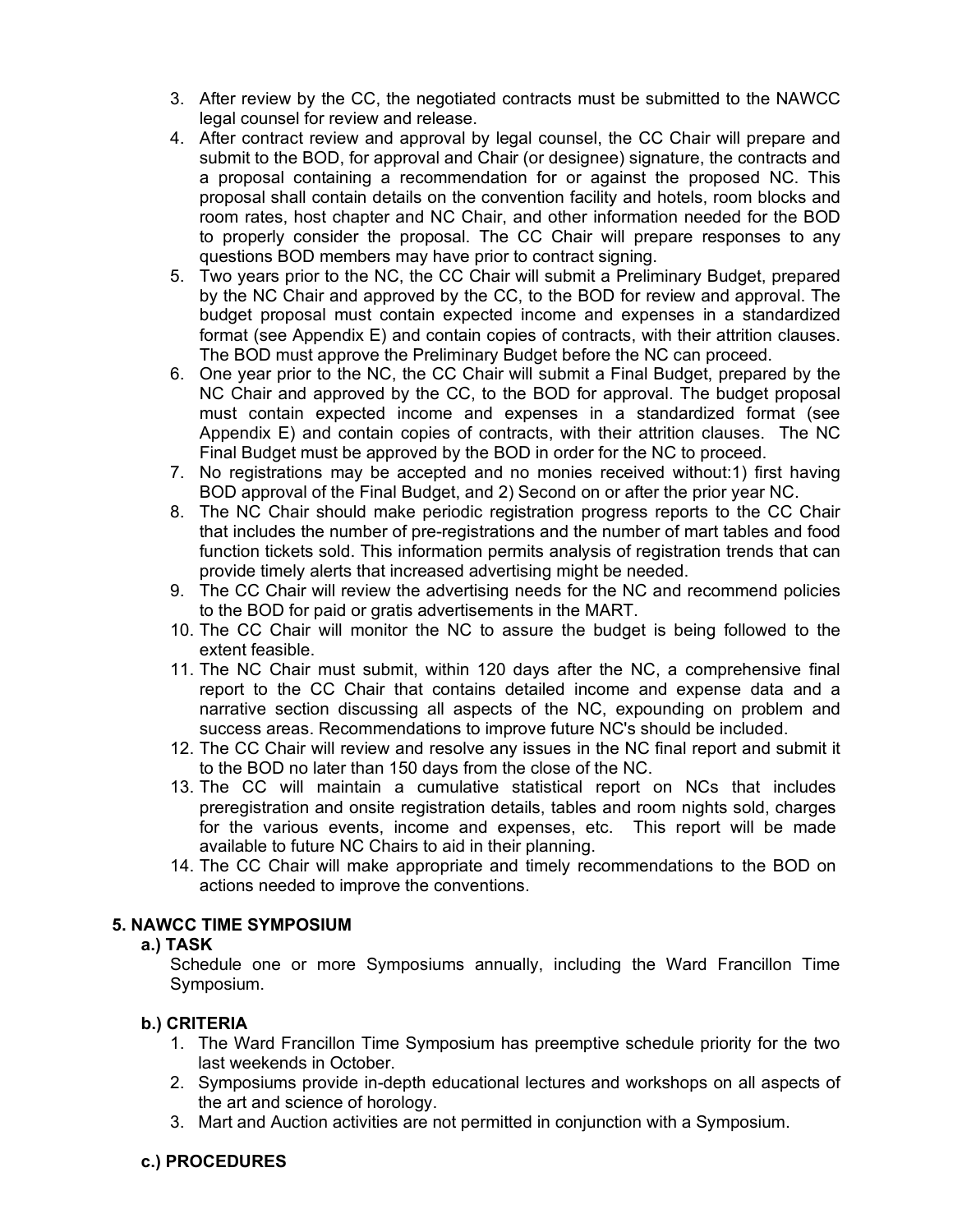3. After review by the CC, the negotiated contracts must be submitted to the NAWCC legal counsel for review and release.
4. After contract review and approval by legal counsel, the CC Chair will prepare and submit to the BOD, for approval and Chair (or designee) signature, the contracts and a proposal containing a recommendation for or against the proposed NC. This proposal shall contain details on the convention facility and hotels, room blocks and room rates, host chapter and NC Chair, and other information needed for the BOD to properly consider the proposal. The CC Chair will prepare responses to any questions BOD members may have prior to contract signing.
5. Two years prior to the NC, the CC Chair will submit a Preliminary Budget, prepared by the NC Chair and approved by the CC, to the BOD for review and approval. The budget proposal must contain expected income and expenses in a standardized format (see Appendix E) and contain copies of contracts, with their attrition clauses. The BOD must approve the Preliminary Budget before the NC can proceed.
6. One year prior to the NC, the CC Chair will submit a Final Budget, prepared by the NC Chair and approved by the CC, to the BOD for approval. The budget proposal must contain expected income and expenses in a standardized format (see Appendix E) and contain copies of contracts, with their attrition clauses. The NC Final Budget must be approved by the BOD in order for the NC to proceed.
7. No registrations may be accepted and no monies received without:1) first having BOD approval of the Final Budget, and 2) Second on or after the prior year NC.
8. The NC Chair should make periodic registration progress reports to the CC Chair that includes the number of pre-registrations and the number of mart tables and food function tickets sold. This information permits analysis of registration trends that can provide timely alerts that increased advertising might be needed.
9. The CC Chair will review the advertising needs for the NC and recommend policies to the BOD for paid or gratis advertisements in the MART.
10. The CC Chair will monitor the NC to assure the budget is being followed to the extent feasible.
11. The NC Chair must submit, within 120 days after the NC, a comprehensive final report to the CC Chair that contains detailed income and expense data and a narrative section discussing all aspects of the NC, expounding on problem and success areas. Recommendations to improve future NC's should be included.
12. The CC Chair will review and resolve any issues in the NC final report and submit it to the BOD no later than 150 days from the close of the NC.
13. The CC will maintain a cumulative statistical report on NCs that includes preregistration and onsite registration details, tables and room nights sold, charges for the various events, income and expenses, etc. This report will be made available to future NC Chairs to aid in their planning.
14. The CC Chair will make appropriate and timely recommendations to the BOD on actions needed to improve the conventions.

### 5. NAWCC TIME SYMPOSIUM

**a.) TASK**

Schedule one or more Symposiums annually, including the Ward Francillon Time Symposium.

**b.) CRITERIA**

1. The Ward Francillon Time Symposium has preemptive schedule priority for the two last weekends in October.
2. Symposiums provide in-depth educational lectures and workshops on all aspects of the art and science of horology.
3. Mart and Auction activities are not permitted in conjunction with a Symposium.

**c.) PROCEDURES**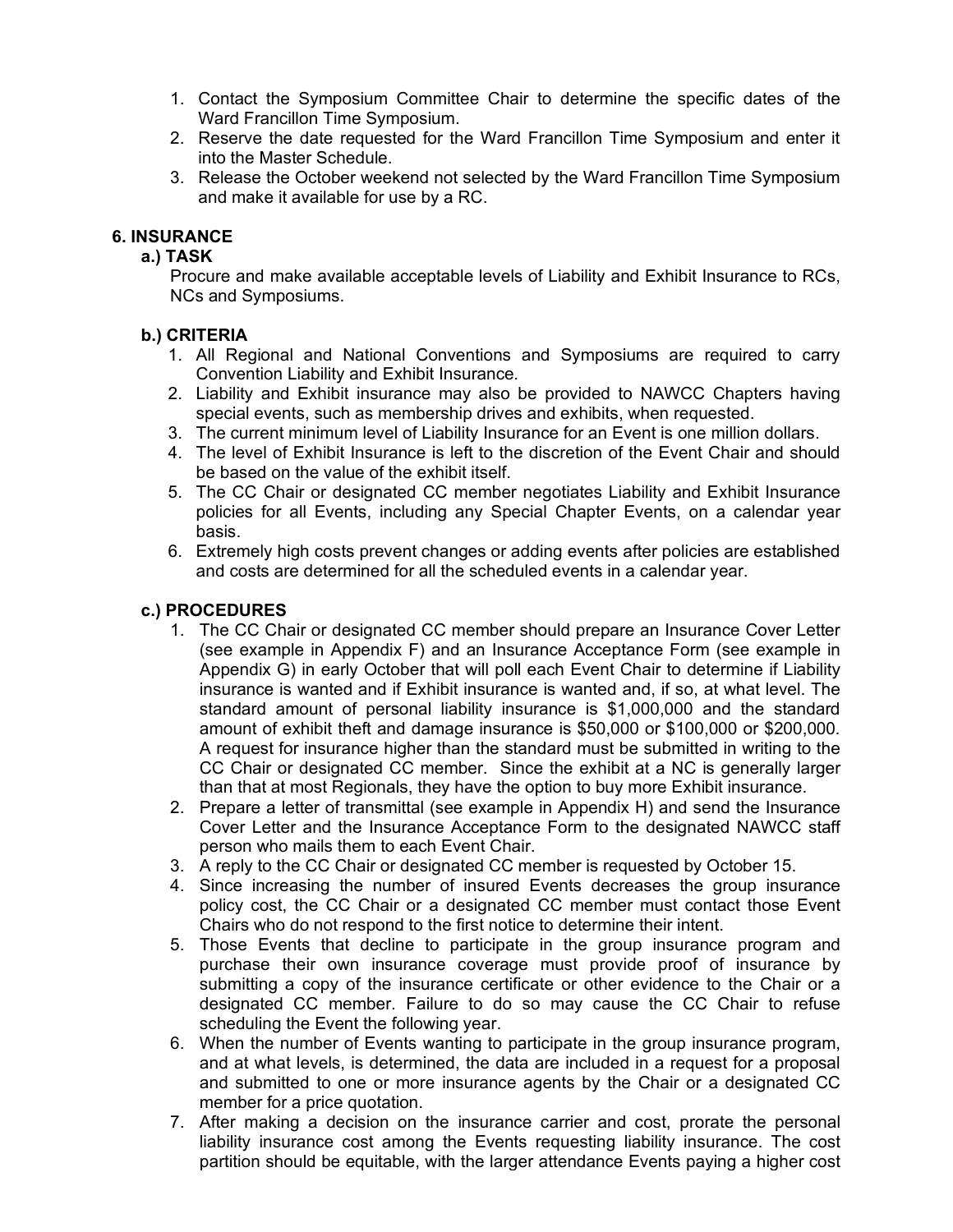1. Contact the Symposium Committee Chair to determine the specific dates of the Ward Francillon Time Symposium.
2. Reserve the date requested for the Ward Francillon Time Symposium and enter it into the Master Schedule.
3. Release the October weekend not selected by the Ward Francillon Time Symposium and make it available for use by a RC.

## 6. INSURANCE

### a.) TASK

Procure and make available acceptable levels of Liability and Exhibit Insurance to RCs, NCs and Symposiums.

### b.) CRITERIA

1. All Regional and National Conventions and Symposiums are required to carry Convention Liability and Exhibit Insurance.
2. Liability and Exhibit insurance may also be provided to NAWCC Chapters having special events, such as membership drives and exhibits, when requested.
3. The current minimum level of Liability Insurance for an Event is one million dollars.
4. The level of Exhibit Insurance is left to the discretion of the Event Chair and should be based on the value of the exhibit itself.
5. The CC Chair or designated CC member negotiates Liability and Exhibit Insurance policies for all Events, including any Special Chapter Events, on a calendar year basis.
6. Extremely high costs prevent changes or adding events after policies are established and costs are determined for all the scheduled events in a calendar year.

### c.) PROCEDURES

1. The CC Chair or designated CC member should prepare an Insurance Cover Letter (see example in Appendix F) and an Insurance Acceptance Form (see example in Appendix G) in early October that will poll each Event Chair to determine if Liability insurance is wanted and if Exhibit insurance is wanted and, if so, at what level. The standard amount of personal liability insurance is $1,000,000 and the standard amount of exhibit theft and damage insurance is $50,000 or $100,000 or $200,000. A request for insurance higher than the standard must be submitted in writing to the CC Chair or designated CC member. Since the exhibit at a NC is generally larger than that at most Regionals, they have the option to buy more Exhibit insurance.
2. Prepare a letter of transmittal (see example in Appendix H) and send the Insurance Cover Letter and the Insurance Acceptance Form to the designated NAWCC staff person who mails them to each Event Chair.
3. A reply to the CC Chair or designated CC member is requested by October 15.
4. Since increasing the number of insured Events decreases the group insurance policy cost, the CC Chair or a designated CC member must contact those Event Chairs who do not respond to the first notice to determine their intent.
5. Those Events that decline to participate in the group insurance program and purchase their own insurance coverage must provide proof of insurance by submitting a copy of the insurance certificate or other evidence to the Chair or a designated CC member. Failure to do so may cause the CC Chair to refuse scheduling the Event the following year.
6. When the number of Events wanting to participate in the group insurance program, and at what levels, is determined, the data are included in a request for a proposal and submitted to one or more insurance agents by the Chair or a designated CC member for a price quotation.
7. After making a decision on the insurance carrier and cost, prorate the personal liability insurance cost among the Events requesting liability insurance. The cost partition should be equitable, with the larger attendance Events paying a higher cost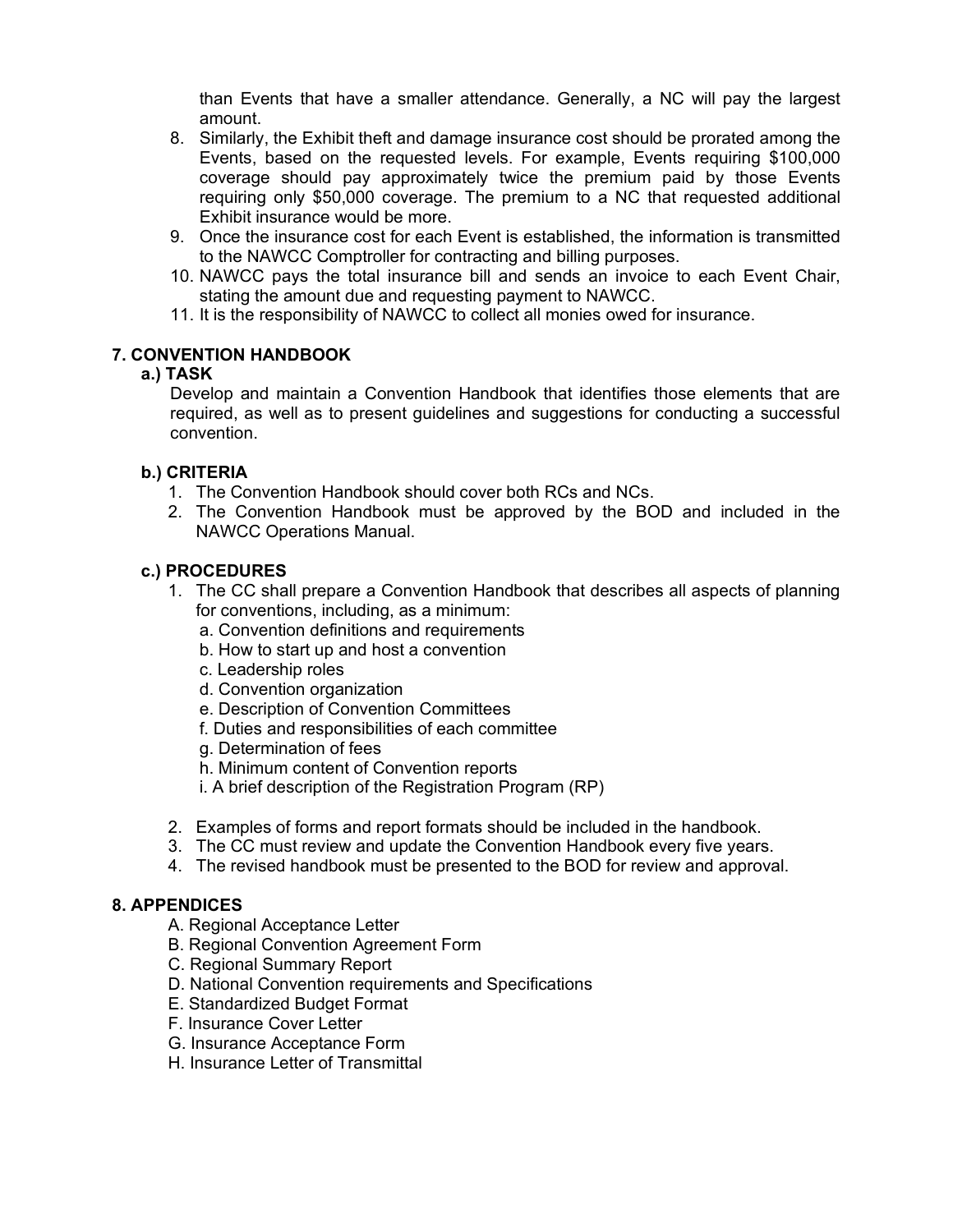than Events that have a smaller attendance. Generally, a NC will pay the largest amount.

8. Similarly, the Exhibit theft and damage insurance cost should be prorated among the Events, based on the requested levels. For example, Events requiring $100,000 coverage should pay approximately twice the premium paid by those Events requiring only $50,000 coverage. The premium to a NC that requested additional Exhibit insurance would be more.
9. Once the insurance cost for each Event is established, the information is transmitted to the NAWCC Comptroller for contracting and billing purposes.
10. NAWCC pays the total insurance bill and sends an invoice to each Event Chair, stating the amount due and requesting payment to NAWCC.
11. It is the responsibility of NAWCC to collect all monies owed for insurance.

## 7. CONVENTION HANDBOOK

### a.) TASK

Develop and maintain a Convention Handbook that identifies those elements that are required, as well as to present guidelines and suggestions for conducting a successful convention.

### b.) CRITERIA

1. The Convention Handbook should cover both RCs and NCs.
2. The Convention Handbook must be approved by the BOD and included in the NAWCC Operations Manual.

### c.) PROCEDURES

1. The CC shall prepare a Convention Handbook that describes all aspects of planning for conventions, including, as a minimum:
   a. Convention definitions and requirements
   b. How to start up and host a convention
   c. Leadership roles
   d. Convention organization
   e. Description of Convention Committees
   f. Duties and responsibilities of each committee
   g. Determination of fees
   h. Minimum content of Convention reports
   i. A brief description of the Registration Program (RP)

2. Examples of forms and report formats should be included in the handbook.
3. The CC must review and update the Convention Handbook every five years.
4. The revised handbook must be presented to the BOD for review and approval.

## 8. APPENDICES

A. Regional Acceptance Letter
B. Regional Convention Agreement Form
C. Regional Summary Report
D. National Convention requirements and Specifications
E. Standardized Budget Format
F. Insurance Cover Letter
G. Insurance Acceptance Form
H. Insurance Letter of Transmittal